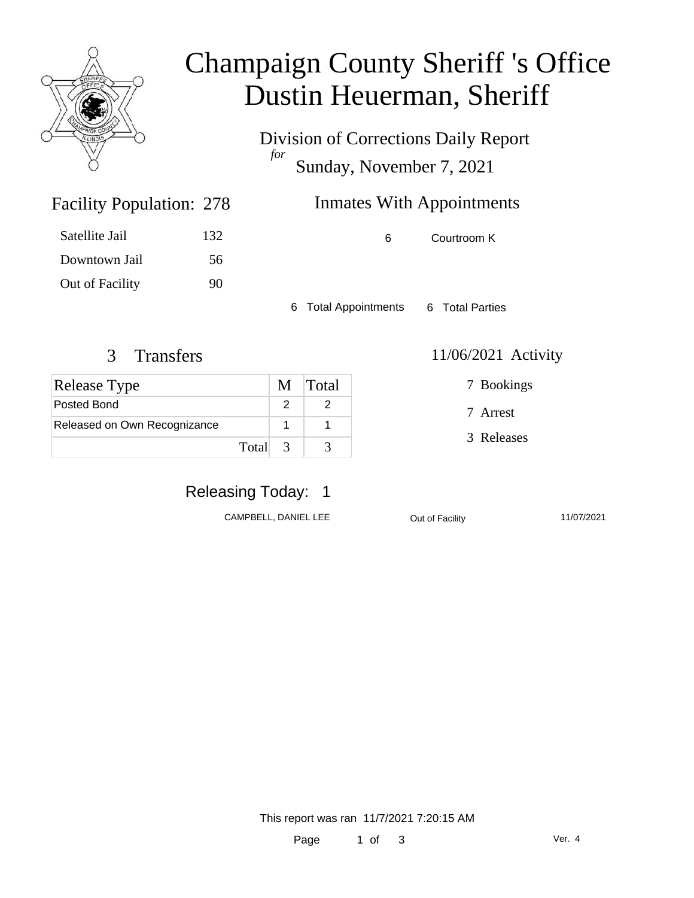# Champaign County Sheriff 's Office
# Dustin Heuerman, Sheriff

Division of Corrections Daily Report
*for*
Sunday, November 7, 2021

## Facility Population: 278

| | |
|---|---|
| Satellite Jail | 132 |
| Downtown Jail | 56 |
| Out of Facility | 90 |

## Inmates With Appointments

| | |
|---|---|
| 6 | Courtroom K |

6 Total Appointments    6 Total Parties

## 3 Transfers

| Release Type | M | Total |
|---|---|---|
| Posted Bond | 2 | 2 |
| Released on Own Recognizance | 1 | 1 |
| Total | 3 | 3 |

## 11/06/2021 Activity

7 Bookings

7 Arrest

3 Releases

## Releasing Today: 1

| | | |
|---|---|---|
| CAMPBELL, DANIEL LEE | Out of Facility | 11/07/2021 |

This report was ran 11/7/2021 7:20:15 AM

Ver. 4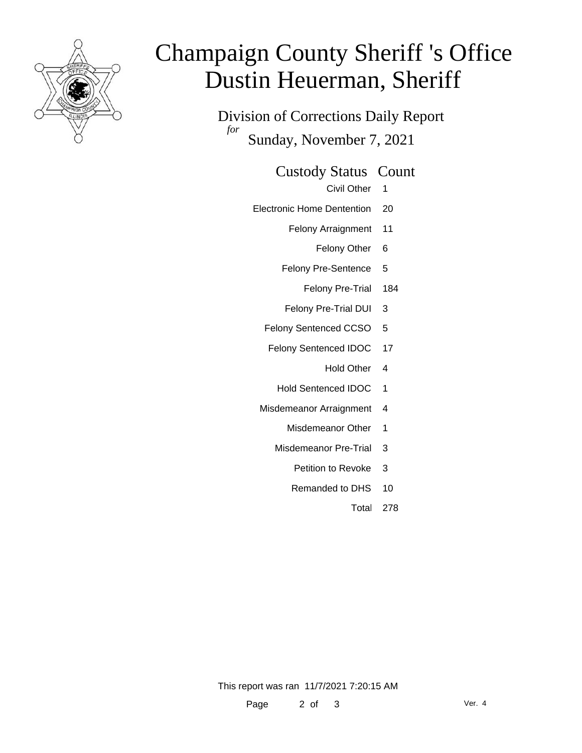# Champaign County Sheriff 's Office
# Dustin Heuerman, Sheriff

Division of Corrections Daily Report

*for*

Sunday, November 7, 2021

| Custody Status | Count |
| --- | --- |
| Civil Other | 1 |
| Electronic Home Dentention | 20 |
| Felony Arraignment | 11 |
| Felony Other | 6 |
| Felony Pre-Sentence | 5 |
| Felony Pre-Trial | 184 |
| Felony Pre-Trial DUI | 3 |
| Felony Sentenced CCSO | 5 |
| Felony Sentenced IDOC | 17 |
| Hold Other | 4 |
| Hold Sentenced IDOC | 1 |
| Misdemeanor Arraignment | 4 |
| Misdemeanor Other | 1 |
| Misdemeanor Pre-Trial | 3 |
| Petition to Revoke | 3 |
| Remanded to DHS | 10 |
| Total | 278 |

This report was ran 11/7/2021 7:20:15 AM

Ver. 4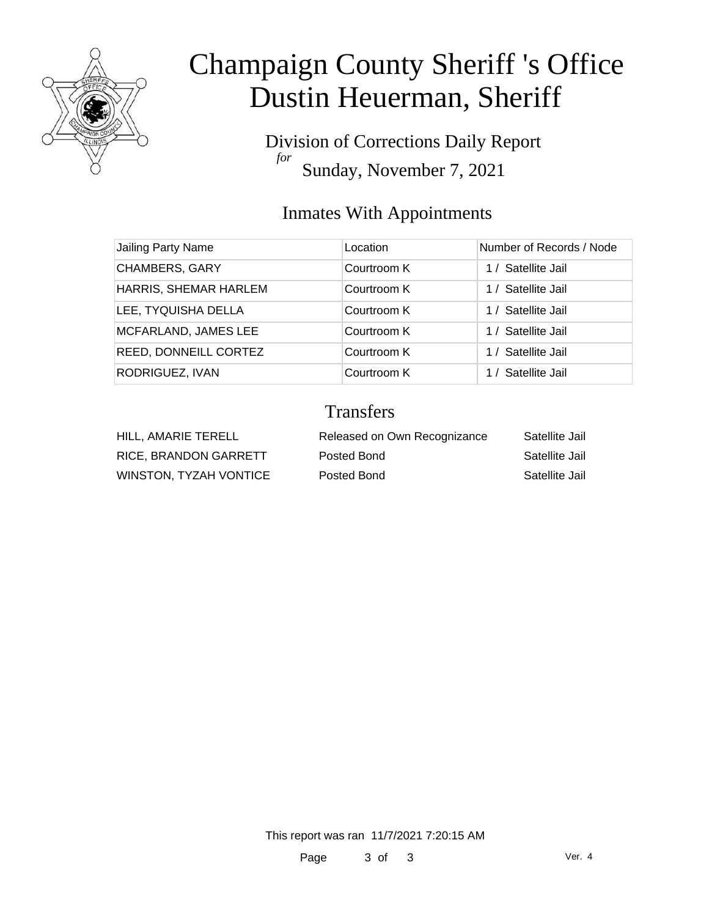# Champaign County Sheriff 's Office
# Dustin Heuerman, Sheriff

Division of Corrections Daily Report

*for*

Sunday, November 7, 2021

## Inmates With Appointments

| Jailing Party Name | Location | Number of Records / Node |
|---|---|---|
| CHAMBERS, GARY | Courtroom K | 1 / Satellite Jail |
| HARRIS, SHEMAR HARLEM | Courtroom K | 1 / Satellite Jail |
| LEE, TYQUISHA DELLA | Courtroom K | 1 / Satellite Jail |
| MCFARLAND, JAMES LEE | Courtroom K | 1 / Satellite Jail |
| REED, DONNEILL CORTEZ | Courtroom K | 1 / Satellite Jail |
| RODRIGUEZ, IVAN | Courtroom K | 1 / Satellite Jail |

## Transfers

| | | |
|---|---|---|
| HILL, AMARIE TERELL | Released on Own Recognizance | Satellite Jail |
| RICE, BRANDON GARRETT | Posted Bond | Satellite Jail |
| WINSTON, TYZAH VONTICE | Posted Bond | Satellite Jail |

This report was ran 11/7/2021 7:20:15 AM

Ver. 4